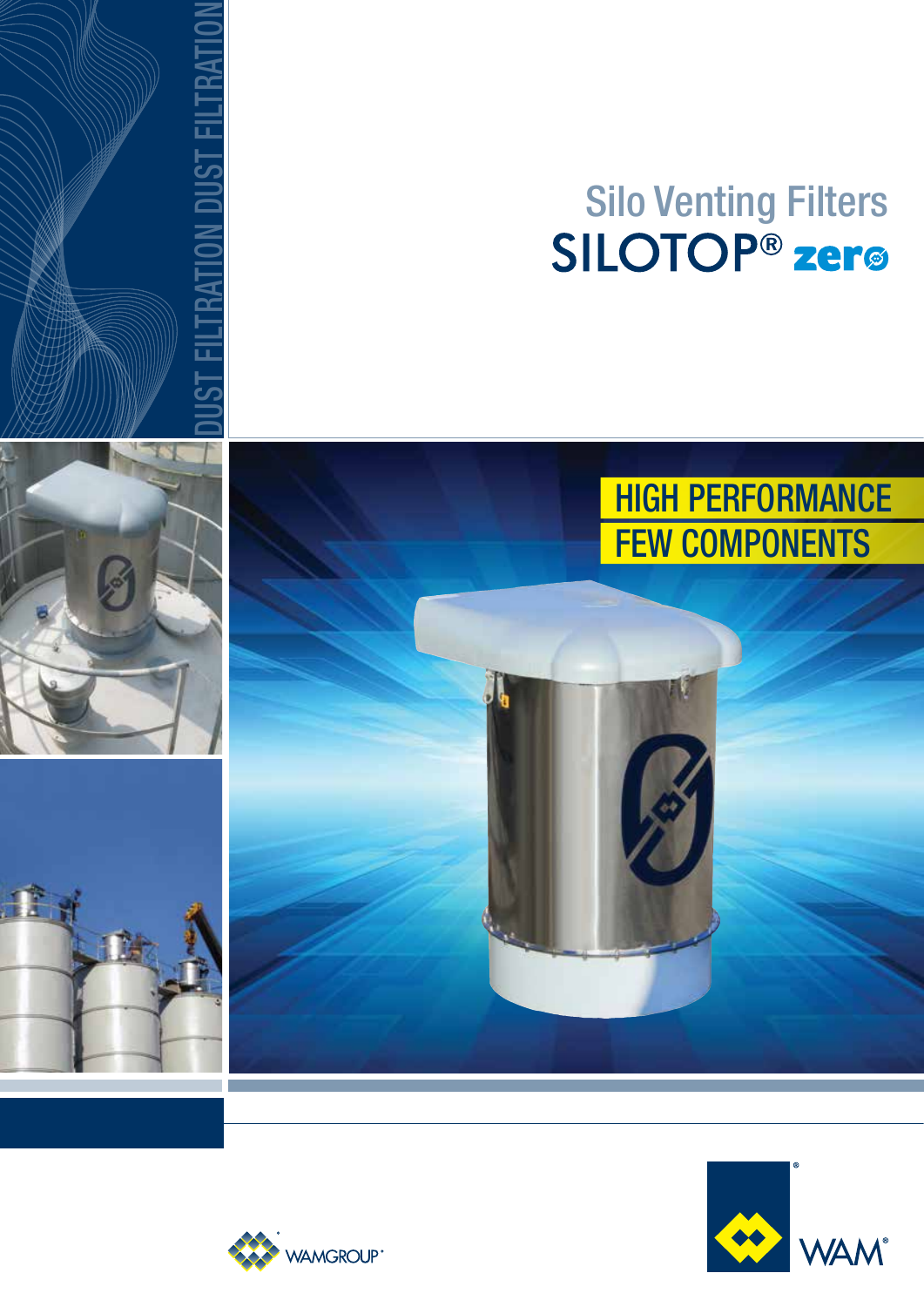DUST FILTRATION DUST FILTRATION

# Silo Venting Filters

## SILOTOP® zero

HIGH PERFORMANCE
FEW COMPONENTS

WAMGROUP®

WAM®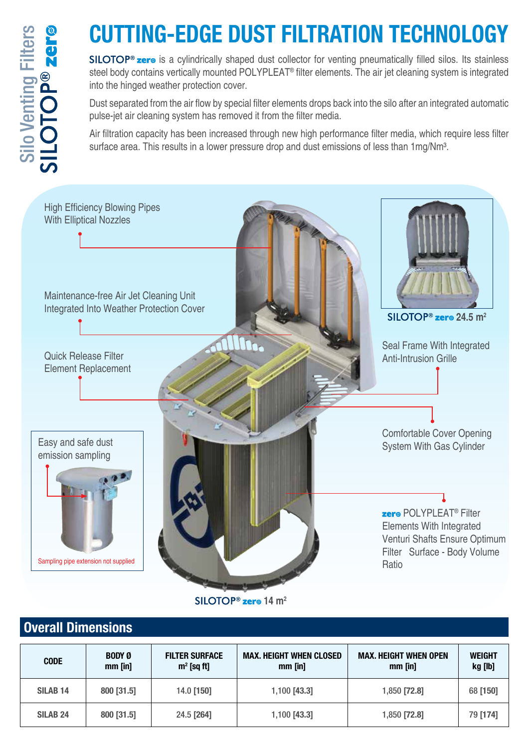# CUTTING-EDGE DUST FILTRATION TECHNOLOGY

**SILOTOP® zero** is a cylindrically shaped dust collector for venting pneumatically filled silos. Its stainless steel body contains vertically mounted POLYPLEAT® filter elements. The air jet cleaning system is integrated into the hinged weather protection cover.

Dust separated from the air flow by special filter elements drops back into the silo after an integrated automatic pulse-jet air cleaning system has removed it from the filter media.

Air filtration capacity has been increased through new high performance filter media, which require less filter surface area. This results in a lower pressure drop and dust emissions of less than 1mg/Nm³.

High Efficiency Blowing Pipes With Elliptical Nozzles

Maintenance-free Air Jet Cleaning Unit Integrated Into Weather Protection Cover

Quick Release Filter Element Replacement

Easy and safe dust emission sampling

Sampling pipe extension not supplied

SILOTOP® zero 24.5 m²

Seal Frame With Integrated Anti-Intrusion Grille

Comfortable Cover Opening System With Gas Cylinder

zero POLYPLEAT® Filter Elements With Integrated Venturi Shafts Ensure Optimum Filter Surface - Body Volume Ratio

SILOTOP® zero 14 m²

## Overall Dimensions

| CODE | BODY Ø mm [in] | FILTER SURFACE m² [sq ft] | MAX. HEIGHT WHEN CLOSED mm [in] | MAX. HEIGHT WHEN OPEN mm [in] | WEIGHT kg [lb] |
|---|---|---|---|---|---|
| SILAB 14 | 800 [31.5] | 14.0 [150] | 1,100 [43.3] | 1,850 [72.8] | 68 [150] |
| SILAB 24 | 800 [31.5] | 24.5 [264] | 1,100 [43.3] | 1,850 [72.8] | 79 [174] |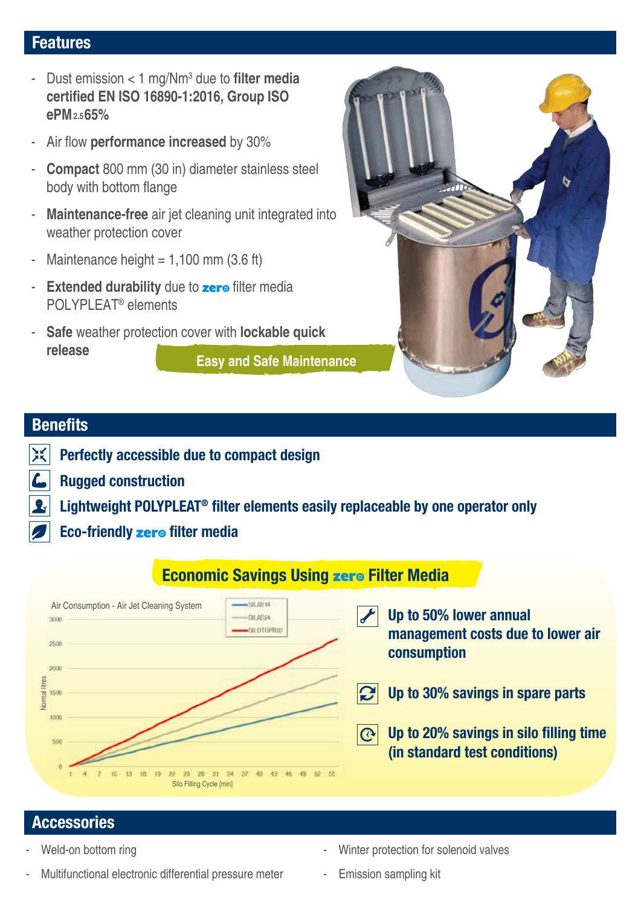## Features

- Dust emission < 1 mg/Nm³ due to **filter media certified EN ISO 16890-1:2016, Group ISO ePM$_{2.5}$65%**
- Air flow **performance increased** by 30%
- **Compact** 800 mm (30 in) diameter stainless steel body with bottom flange
- **Maintenance-free** air jet cleaning unit integrated into weather protection cover
- Maintenance height = 1,100 mm (3.6 ft)
- **Extended durability** due to **zero** filter media POLYPLEAT® elements
- **Safe** weather protection cover with **lockable quick release**

**Easy and Safe Maintenance**

## Benefits

- **Perfectly accessible due to compact design**
- **Rugged construction**
- **Lightweight POLYPLEAT® filter elements easily replaceable by one operator only**
- **Eco-friendly zero filter media**

### Economic Savings Using zero Filter Media

Air Consumption - Air Jet Cleaning System

SILAB14
SILAB24
SILOTOPR03

Normal litres

3000
2500
2000
1500
1000
500
0

1 4 7 10 13 16 19 22 25 28 31 34 37 40 43 46 49 52 55

Silo Filling Cycle [min]

**Up to 50% lower annual management costs due to lower air consumption**

**Up to 30% savings in spare parts**

**Up to 20% savings in silo filling time (in standard test conditions)**

## Accessories

- Weld-on bottom ring
- Multifunctional electronic differential pressure meter
- Winter protection for solenoid valves
- Emission sampling kit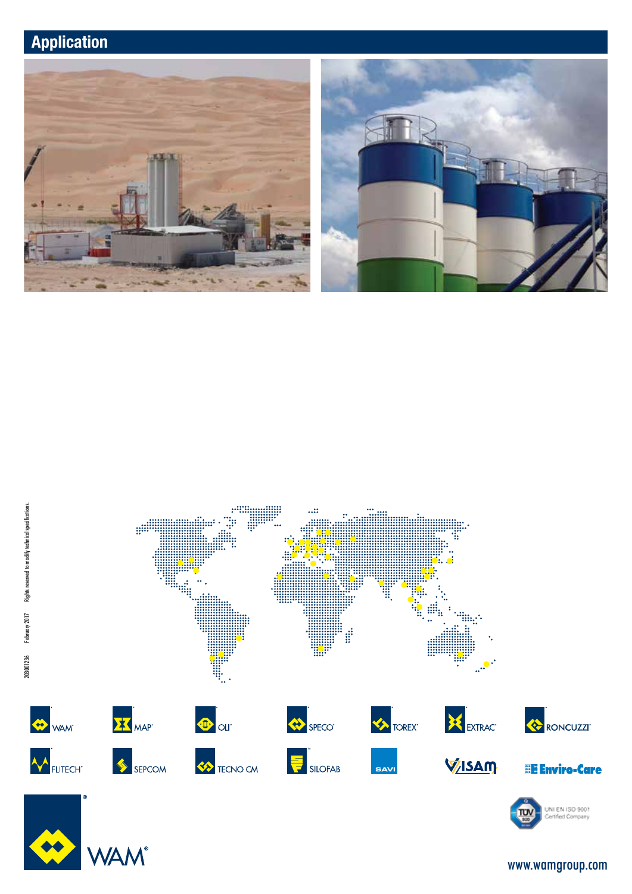## Application

203001236 February 2017 Rights reserved to modify technical specifications.

WAM® MAP® OLI® SPECO® TOREX® EXTRAC® RONCUZZI®

FLITECH® SEPCOM TECNO CM SILOFAB SAVI VISAM Enviro-Care

WAM®

UNI EN ISO 9001 Certified Company

www.wamgroup.com